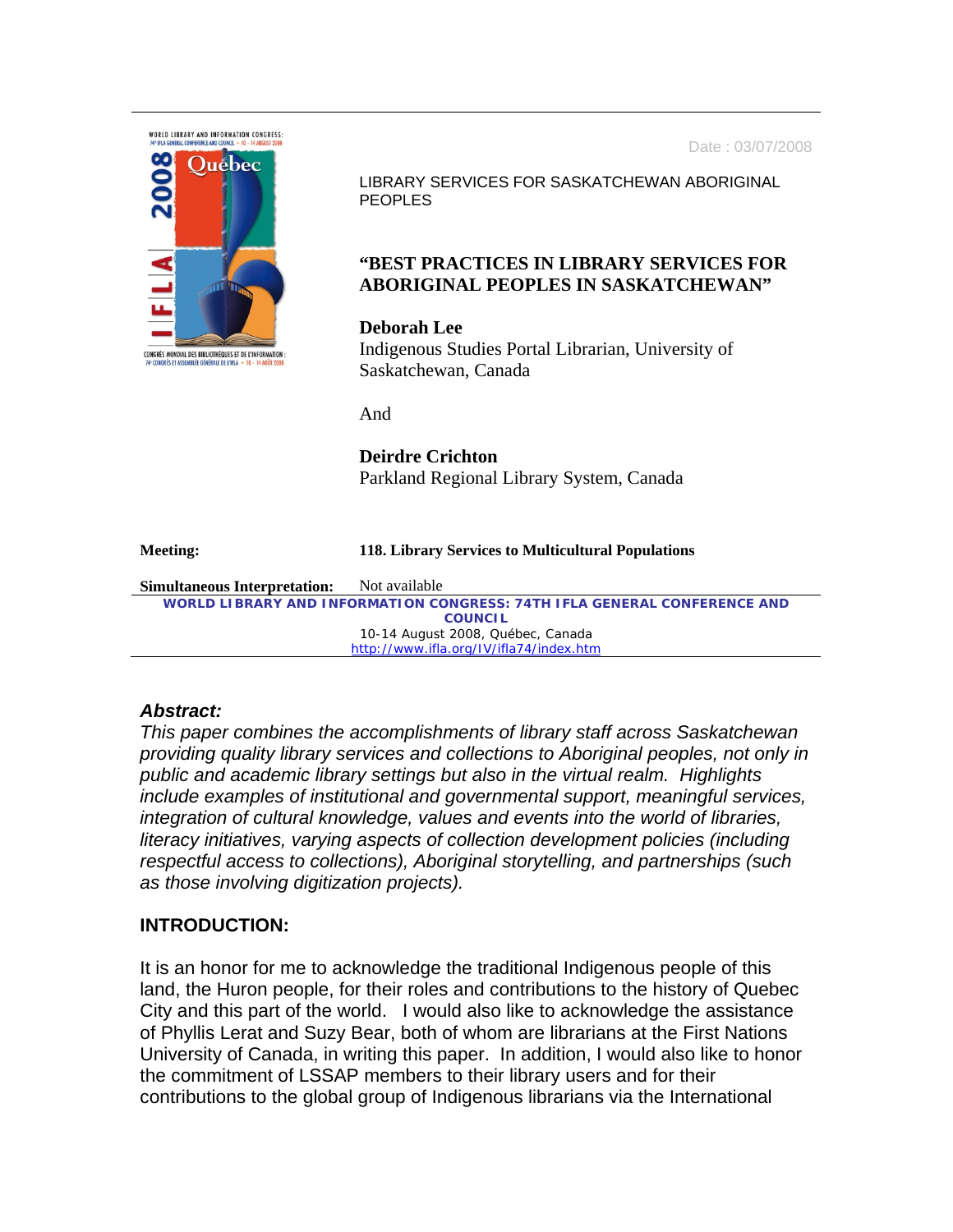Date : 03/07/2008

LIBRARY SERVICES FOR SASKATCHEWAN ABORIGINAL PEOPLES

# "BEST PRACTICES IN LIBRARY SERVICES FOR ABORIGINAL PEOPLES IN SASKATCHEWAN"

**Deborah Lee**
Indigenous Studies Portal Librarian, University of Saskatchewan, Canada

And

**Deirdre Crichton**
Parkland Regional Library System, Canada

**Meeting:** **118. Library Services to Multicultural Populations**

**Simultaneous Interpretation:** Not available

**WORLD LIBRARY AND INFORMATION CONGRESS: 74TH IFLA GENERAL CONFERENCE AND COUNCIL**
10-14 August 2008, Québec, Canada
http://www.ifla.org/IV/ifla74/index.htm

### *Abstract:*

*This paper combines the accomplishments of library staff across Saskatchewan providing quality library services and collections to Aboriginal peoples, not only in public and academic library settings but also in the virtual realm. Highlights include examples of institutional and governmental support, meaningful services, integration of cultural knowledge, values and events into the world of libraries, literacy initiatives, varying aspects of collection development policies (including respectful access to collections), Aboriginal storytelling, and partnerships (such as those involving digitization projects).*

## INTRODUCTION:

It is an honor for me to acknowledge the traditional Indigenous people of this land, the Huron people, for their roles and contributions to the history of Quebec City and this part of the world. I would also like to acknowledge the assistance of Phyllis Lerat and Suzy Bear, both of whom are librarians at the First Nations University of Canada, in writing this paper. In addition, I would also like to honor the commitment of LSSAP members to their library users and for their contributions to the global group of Indigenous librarians via the International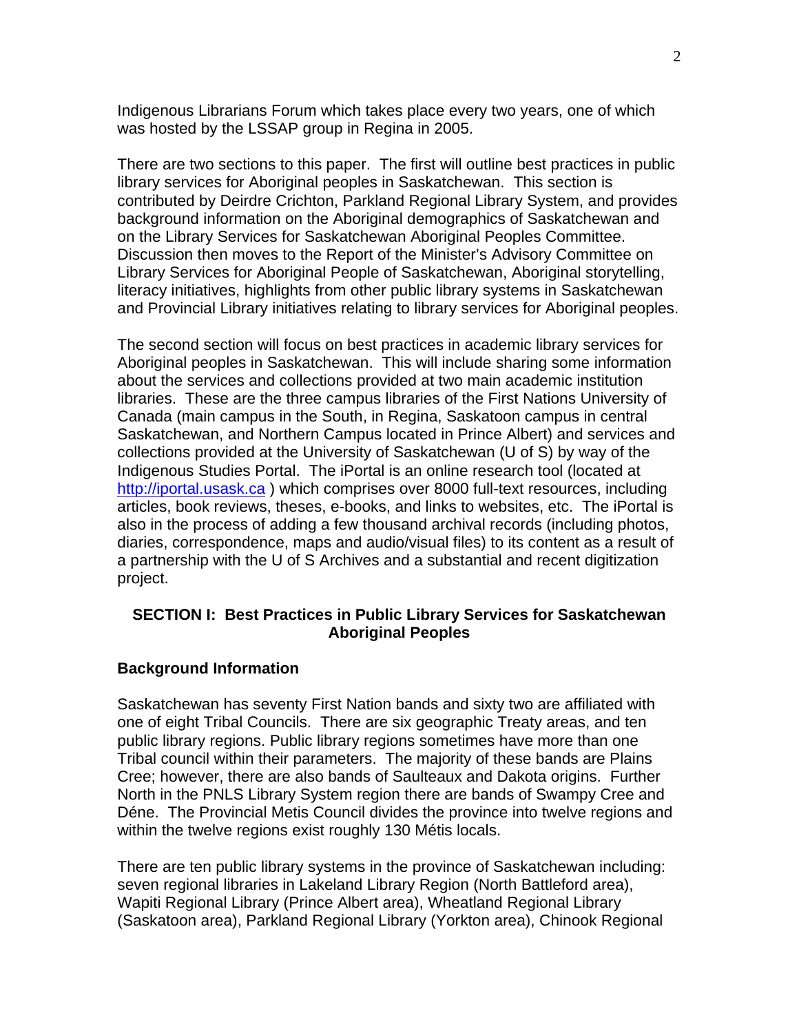Indigenous Librarians Forum which takes place every two years, one of which was hosted by the LSSAP group in Regina in 2005.

There are two sections to this paper. The first will outline best practices in public library services for Aboriginal peoples in Saskatchewan. This section is contributed by Deirdre Crichton, Parkland Regional Library System, and provides background information on the Aboriginal demographics of Saskatchewan and on the Library Services for Saskatchewan Aboriginal Peoples Committee. Discussion then moves to the Report of the Minister's Advisory Committee on Library Services for Aboriginal People of Saskatchewan, Aboriginal storytelling, literacy initiatives, highlights from other public library systems in Saskatchewan and Provincial Library initiatives relating to library services for Aboriginal peoples.

The second section will focus on best practices in academic library services for Aboriginal peoples in Saskatchewan. This will include sharing some information about the services and collections provided at two main academic institution libraries. These are the three campus libraries of the First Nations University of Canada (main campus in the South, in Regina, Saskatoon campus in central Saskatchewan, and Northern Campus located in Prince Albert) and services and collections provided at the University of Saskatchewan (U of S) by way of the Indigenous Studies Portal. The iPortal is an online research tool (located at [http://iportal.usask.ca](http://iportal.usask.ca) ) which comprises over 8000 full-text resources, including articles, book reviews, theses, e-books, and links to websites, etc. The iPortal is also in the process of adding a few thousand archival records (including photos, diaries, correspondence, maps and audio/visual files) to its content as a result of a partnership with the U of S Archives and a substantial and recent digitization project.

## SECTION I: Best Practices in Public Library Services for Saskatchewan Aboriginal Peoples

### Background Information

Saskatchewan has seventy First Nation bands and sixty two are affiliated with one of eight Tribal Councils. There are six geographic Treaty areas, and ten public library regions. Public library regions sometimes have more than one Tribal council within their parameters. The majority of these bands are Plains Cree; however, there are also bands of Saulteaux and Dakota origins. Further North in the PNLS Library System region there are bands of Swampy Cree and Déne. The Provincial Metis Council divides the province into twelve regions and within the twelve regions exist roughly 130 Métis locals.

There are ten public library systems in the province of Saskatchewan including: seven regional libraries in Lakeland Library Region (North Battleford area), Wapiti Regional Library (Prince Albert area), Wheatland Regional Library (Saskatoon area), Parkland Regional Library (Yorkton area), Chinook Regional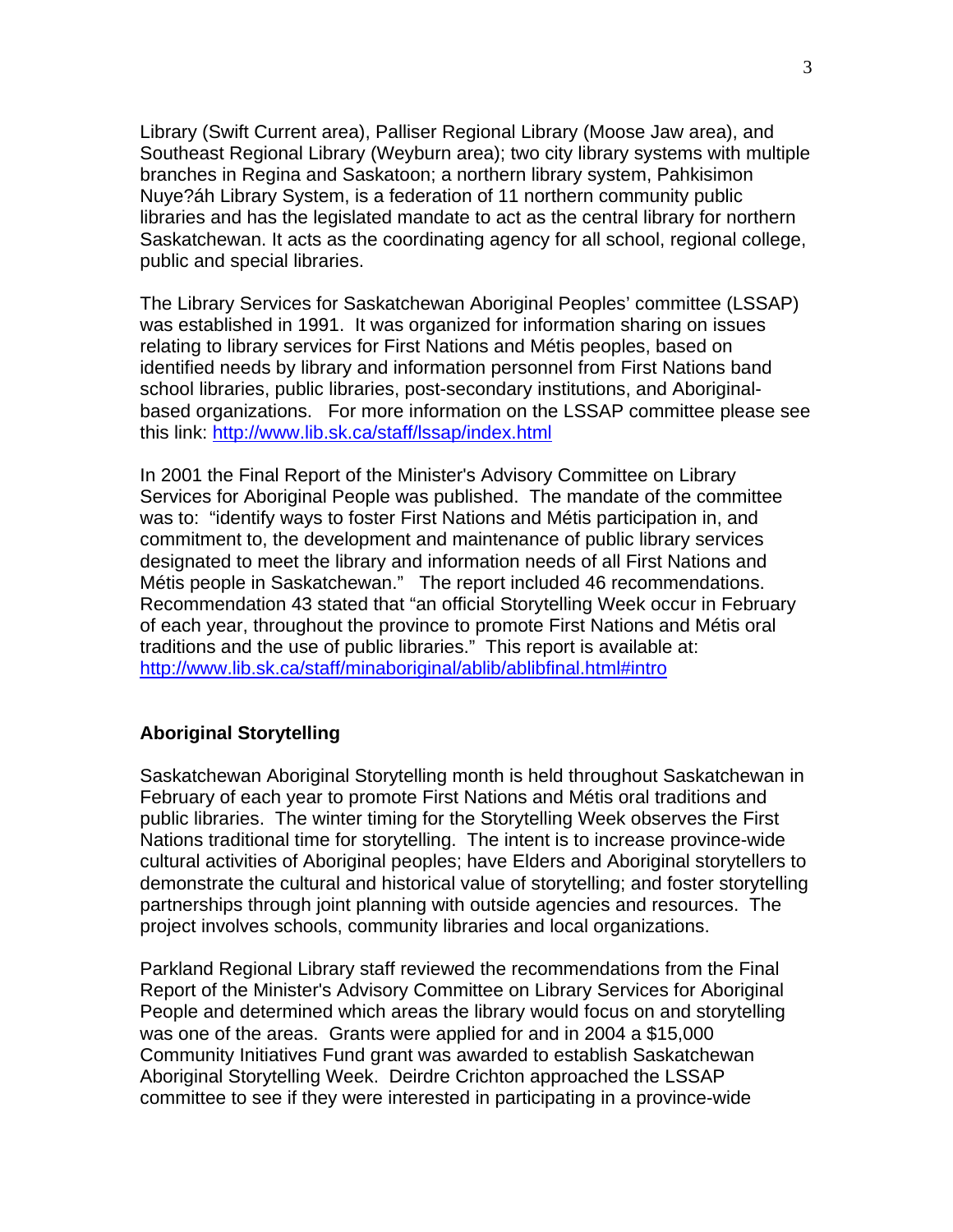Library (Swift Current area), Palliser Regional Library (Moose Jaw area), and Southeast Regional Library (Weyburn area); two city library systems with multiple branches in Regina and Saskatoon; a northern library system, Pahkisimon Nuye?áh Library System, is a federation of 11 northern community public libraries and has the legislated mandate to act as the central library for northern Saskatchewan. It acts as the coordinating agency for all school, regional college, public and special libraries.

The Library Services for Saskatchewan Aboriginal Peoples' committee (LSSAP) was established in 1991. It was organized for information sharing on issues relating to library services for First Nations and Métis peoples, based on identified needs by library and information personnel from First Nations band school libraries, public libraries, post-secondary institutions, and Aboriginal-based organizations. For more information on the LSSAP committee please see this link: http://www.lib.sk.ca/staff/lssap/index.html

In 2001 the Final Report of the Minister's Advisory Committee on Library Services for Aboriginal People was published. The mandate of the committee was to: "identify ways to foster First Nations and Métis participation in, and commitment to, the development and maintenance of public library services designated to meet the library and information needs of all First Nations and Métis people in Saskatchewan." The report included 46 recommendations. Recommendation 43 stated that "an official Storytelling Week occur in February of each year, throughout the province to promote First Nations and Métis oral traditions and the use of public libraries." This report is available at: http://www.lib.sk.ca/staff/minaboriginal/ablib/ablibfinal.html#intro

**Aboriginal Storytelling**

Saskatchewan Aboriginal Storytelling month is held throughout Saskatchewan in February of each year to promote First Nations and Métis oral traditions and public libraries. The winter timing for the Storytelling Week observes the First Nations traditional time for storytelling. The intent is to increase province-wide cultural activities of Aboriginal peoples; have Elders and Aboriginal storytellers to demonstrate the cultural and historical value of storytelling; and foster storytelling partnerships through joint planning with outside agencies and resources. The project involves schools, community libraries and local organizations.

Parkland Regional Library staff reviewed the recommendations from the Final Report of the Minister's Advisory Committee on Library Services for Aboriginal People and determined which areas the library would focus on and storytelling was one of the areas. Grants were applied for and in 2004 a $15,000 Community Initiatives Fund grant was awarded to establish Saskatchewan Aboriginal Storytelling Week. Deirdre Crichton approached the LSSAP committee to see if they were interested in participating in a province-wide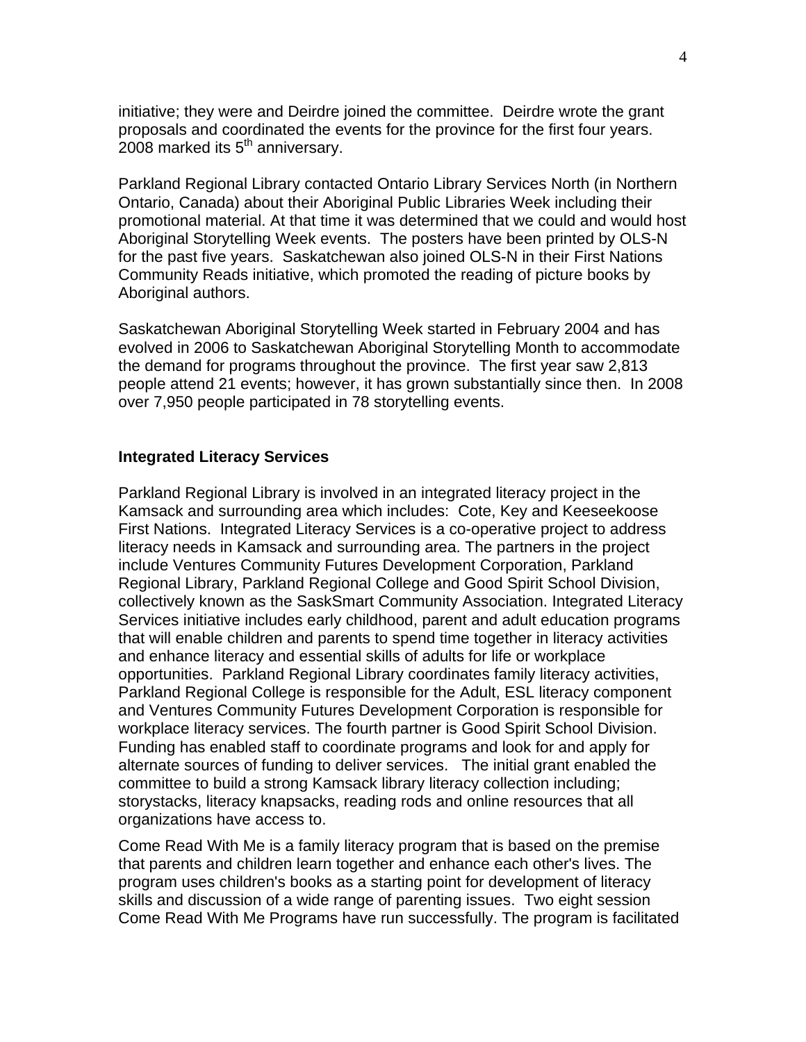initiative; they were and Deirdre joined the committee. Deirdre wrote the grant proposals and coordinated the events for the province for the first four years. 2008 marked its 5th anniversary.

Parkland Regional Library contacted Ontario Library Services North (in Northern Ontario, Canada) about their Aboriginal Public Libraries Week including their promotional material. At that time it was determined that we could and would host Aboriginal Storytelling Week events. The posters have been printed by OLS-N for the past five years. Saskatchewan also joined OLS-N in their First Nations Community Reads initiative, which promoted the reading of picture books by Aboriginal authors.

Saskatchewan Aboriginal Storytelling Week started in February 2004 and has evolved in 2006 to Saskatchewan Aboriginal Storytelling Month to accommodate the demand for programs throughout the province. The first year saw 2,813 people attend 21 events; however, it has grown substantially since then. In 2008 over 7,950 people participated in 78 storytelling events.

**Integrated Literacy Services**

Parkland Regional Library is involved in an integrated literacy project in the Kamsack and surrounding area which includes: Cote, Key and Keeseekoose First Nations. Integrated Literacy Services is a co-operative project to address literacy needs in Kamsack and surrounding area. The partners in the project include Ventures Community Futures Development Corporation, Parkland Regional Library, Parkland Regional College and Good Spirit School Division, collectively known as the SaskSmart Community Association. Integrated Literacy Services initiative includes early childhood, parent and adult education programs that will enable children and parents to spend time together in literacy activities and enhance literacy and essential skills of adults for life or workplace opportunities. Parkland Regional Library coordinates family literacy activities, Parkland Regional College is responsible for the Adult, ESL literacy component and Ventures Community Futures Development Corporation is responsible for workplace literacy services. The fourth partner is Good Spirit School Division. Funding has enabled staff to coordinate programs and look for and apply for alternate sources of funding to deliver services. The initial grant enabled the committee to build a strong Kamsack library literacy collection including; storystacks, literacy knapsacks, reading rods and online resources that all organizations have access to.

Come Read With Me is a family literacy program that is based on the premise that parents and children learn together and enhance each other's lives. The program uses children's books as a starting point for development of literacy skills and discussion of a wide range of parenting issues. Two eight session Come Read With Me Programs have run successfully. The program is facilitated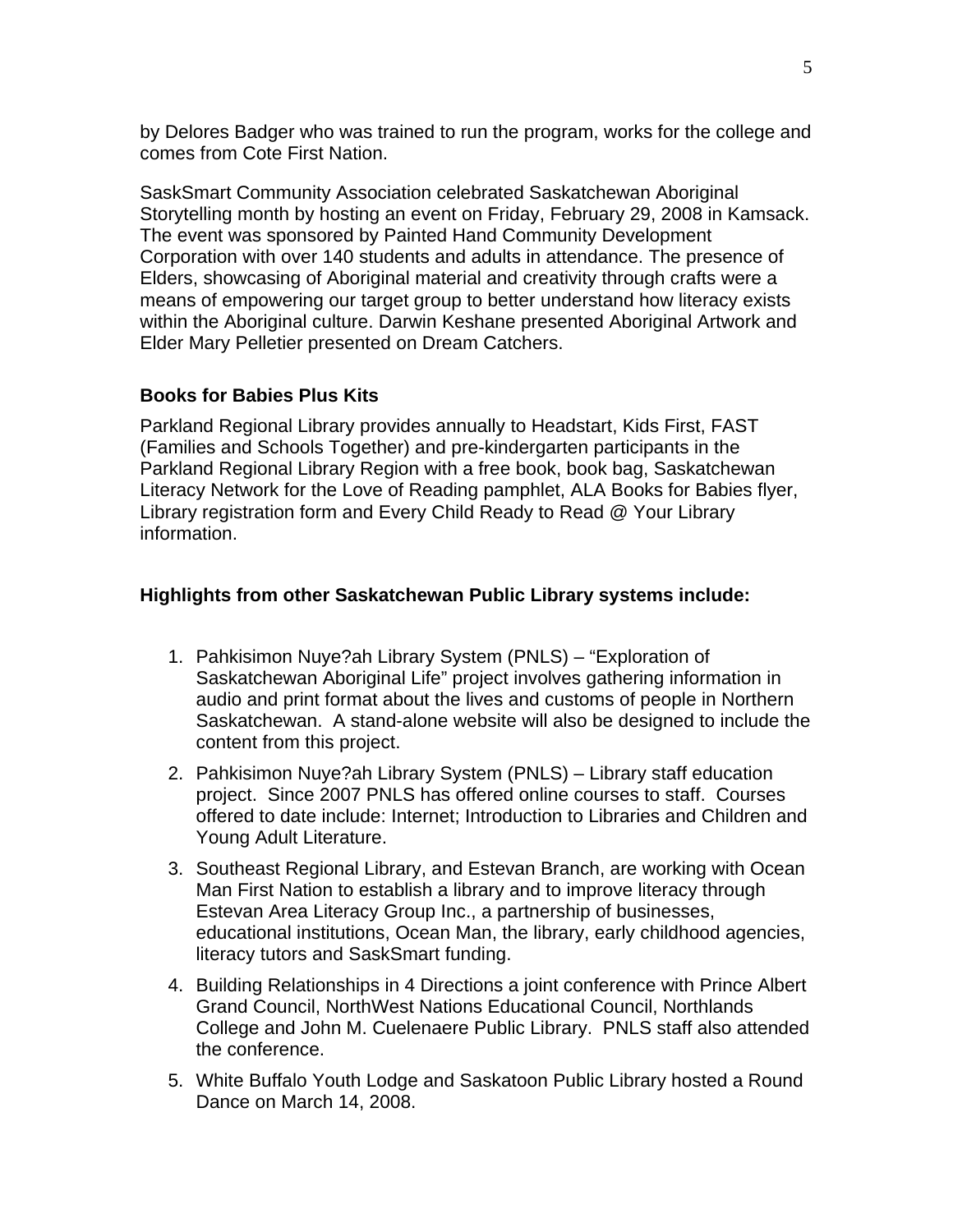by Delores Badger who was trained to run the program, works for the college and comes from Cote First Nation.

SaskSmart Community Association celebrated Saskatchewan Aboriginal Storytelling month by hosting an event on Friday, February 29, 2008 in Kamsack. The event was sponsored by Painted Hand Community Development Corporation with over 140 students and adults in attendance. The presence of Elders, showcasing of Aboriginal material and creativity through crafts were a means of empowering our target group to better understand how literacy exists within the Aboriginal culture. Darwin Keshane presented Aboriginal Artwork and Elder Mary Pelletier presented on Dream Catchers.

**Books for Babies Plus Kits**

Parkland Regional Library provides annually to Headstart, Kids First, FAST (Families and Schools Together) and pre-kindergarten participants in the Parkland Regional Library Region with a free book, book bag, Saskatchewan Literacy Network for the Love of Reading pamphlet, ALA Books for Babies flyer, Library registration form and Every Child Ready to Read @ Your Library information.

**Highlights from other Saskatchewan Public Library systems include:**

1. Pahkisimon Nuye?ah Library System (PNLS) – "Exploration of Saskatchewan Aboriginal Life" project involves gathering information in audio and print format about the lives and customs of people in Northern Saskatchewan. A stand-alone website will also be designed to include the content from this project.
2. Pahkisimon Nuye?ah Library System (PNLS) – Library staff education project. Since 2007 PNLS has offered online courses to staff. Courses offered to date include: Internet; Introduction to Libraries and Children and Young Adult Literature.
3. Southeast Regional Library, and Estevan Branch, are working with Ocean Man First Nation to establish a library and to improve literacy through Estevan Area Literacy Group Inc., a partnership of businesses, educational institutions, Ocean Man, the library, early childhood agencies, literacy tutors and SaskSmart funding.
4. Building Relationships in 4 Directions a joint conference with Prince Albert Grand Council, NorthWest Nations Educational Council, Northlands College and John M. Cuelenaere Public Library. PNLS staff also attended the conference.
5. White Buffalo Youth Lodge and Saskatoon Public Library hosted a Round Dance on March 14, 2008.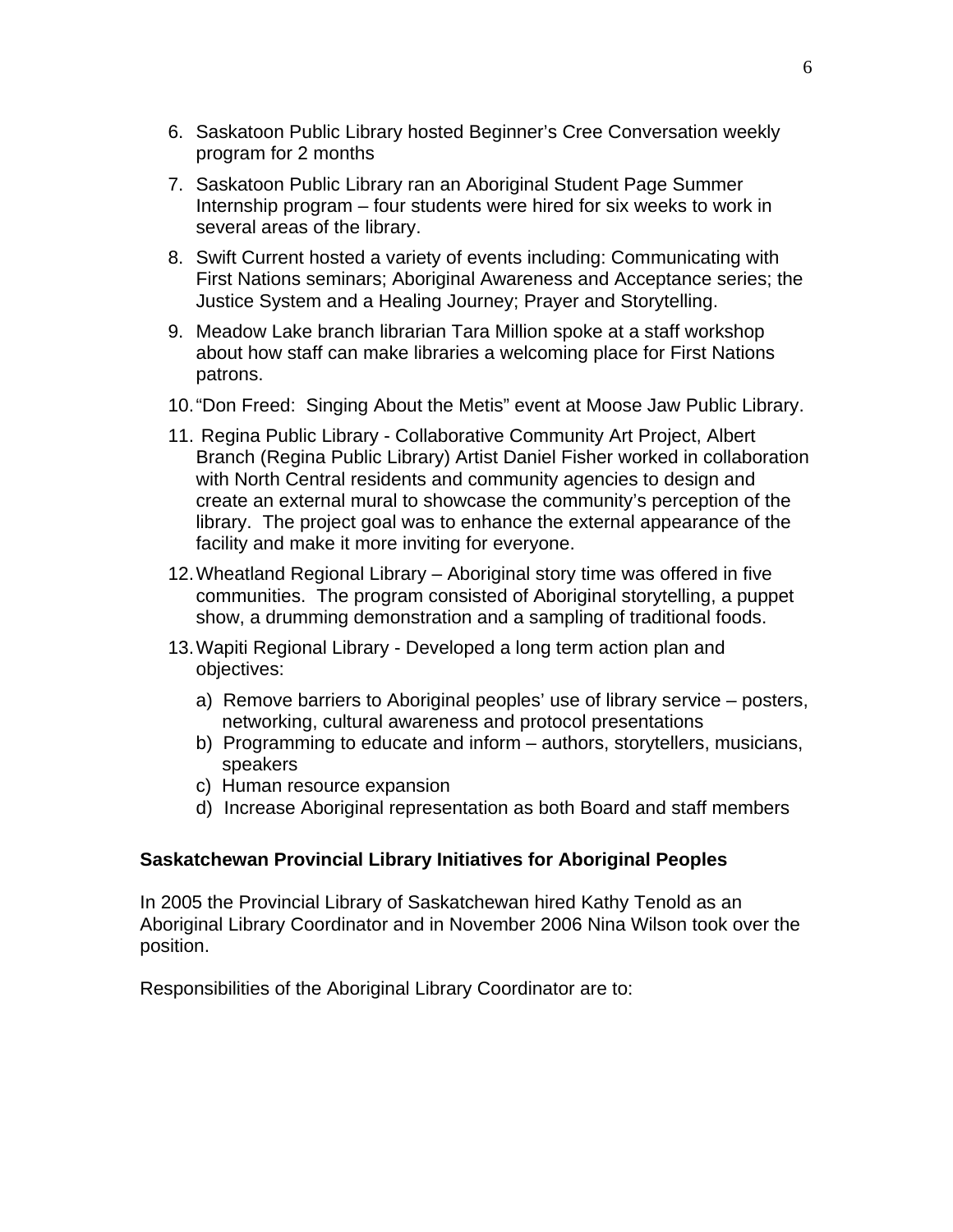6. Saskatoon Public Library hosted Beginner's Cree Conversation weekly program for 2 months
7. Saskatoon Public Library ran an Aboriginal Student Page Summer Internship program – four students were hired for six weeks to work in several areas of the library.
8. Swift Current hosted a variety of events including: Communicating with First Nations seminars; Aboriginal Awareness and Acceptance series; the Justice System and a Healing Journey; Prayer and Storytelling.
9. Meadow Lake branch librarian Tara Million spoke at a staff workshop about how staff can make libraries a welcoming place for First Nations patrons.
10. "Don Freed: Singing About the Metis" event at Moose Jaw Public Library.
11. Regina Public Library - Collaborative Community Art Project, Albert Branch (Regina Public Library) Artist Daniel Fisher worked in collaboration with North Central residents and community agencies to design and create an external mural to showcase the community's perception of the library. The project goal was to enhance the external appearance of the facility and make it more inviting for everyone.
12. Wheatland Regional Library – Aboriginal story time was offered in five communities. The program consisted of Aboriginal storytelling, a puppet show, a drumming demonstration and a sampling of traditional foods.
13. Wapiti Regional Library - Developed a long term action plan and objectives:
    a) Remove barriers to Aboriginal peoples' use of library service – posters, networking, cultural awareness and protocol presentations
    b) Programming to educate and inform – authors, storytellers, musicians, speakers
    c) Human resource expansion
    d) Increase Aboriginal representation as both Board and staff members

**Saskatchewan Provincial Library Initiatives for Aboriginal Peoples**

In 2005 the Provincial Library of Saskatchewan hired Kathy Tenold as an Aboriginal Library Coordinator and in November 2006 Nina Wilson took over the position.

Responsibilities of the Aboriginal Library Coordinator are to: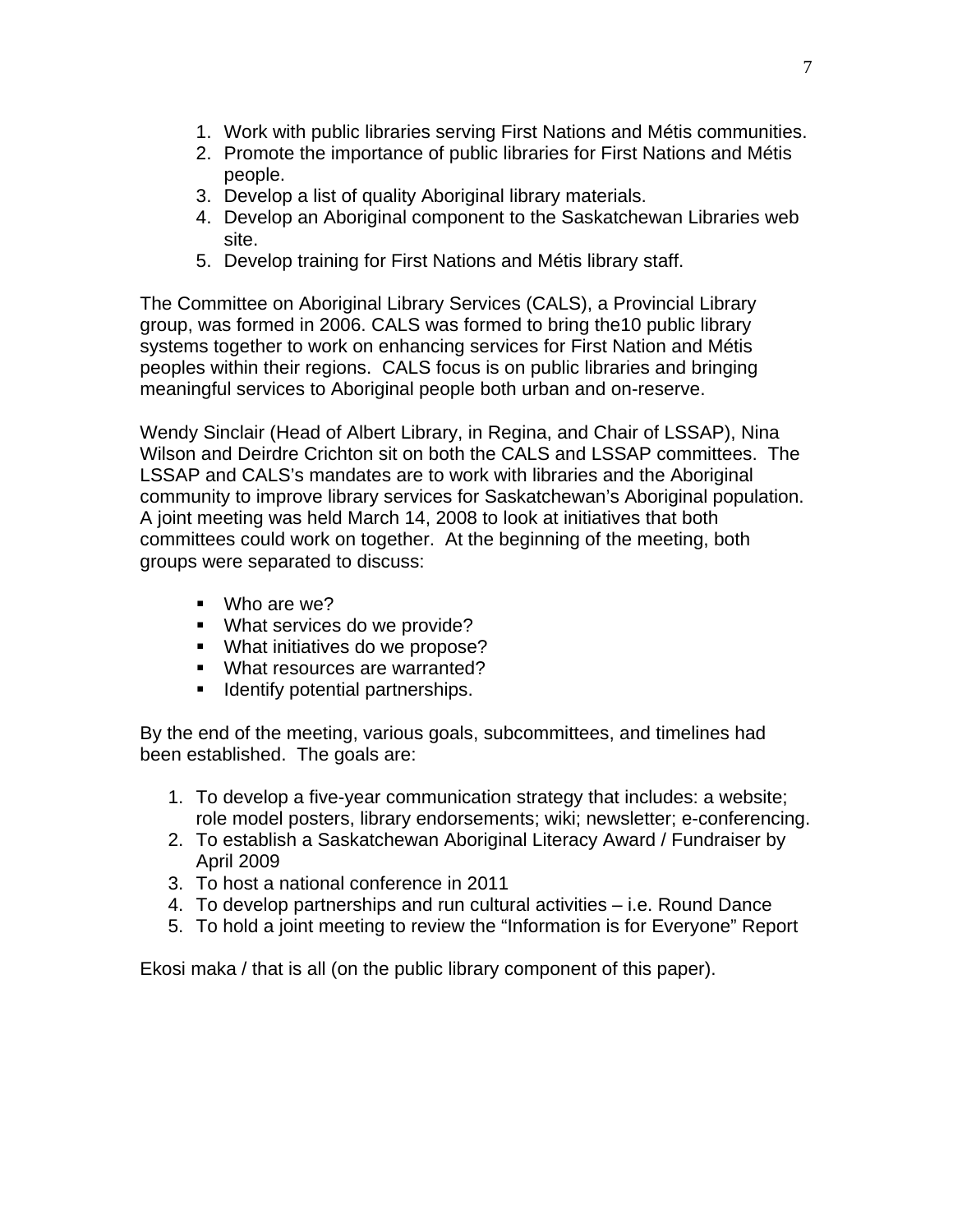1. Work with public libraries serving First Nations and Métis communities.
2. Promote the importance of public libraries for First Nations and Métis people.
3. Develop a list of quality Aboriginal library materials.
4. Develop an Aboriginal component to the Saskatchewan Libraries web site.
5. Develop training for First Nations and Métis library staff.

The Committee on Aboriginal Library Services (CALS), a Provincial Library group, was formed in 2006. CALS was formed to bring the10 public library systems together to work on enhancing services for First Nation and Métis peoples within their regions. CALS focus is on public libraries and bringing meaningful services to Aboriginal people both urban and on-reserve.

Wendy Sinclair (Head of Albert Library, in Regina, and Chair of LSSAP), Nina Wilson and Deirdre Crichton sit on both the CALS and LSSAP committees. The LSSAP and CALS's mandates are to work with libraries and the Aboriginal community to improve library services for Saskatchewan's Aboriginal population. A joint meeting was held March 14, 2008 to look at initiatives that both committees could work on together. At the beginning of the meeting, both groups were separated to discuss:

- Who are we?
- What services do we provide?
- What initiatives do we propose?
- What resources are warranted?
- Identify potential partnerships.

By the end of the meeting, various goals, subcommittees, and timelines had been established. The goals are:

1. To develop a five-year communication strategy that includes: a website; role model posters, library endorsements; wiki; newsletter; e-conferencing.
2. To establish a Saskatchewan Aboriginal Literacy Award / Fundraiser by April 2009
3. To host a national conference in 2011
4. To develop partnerships and run cultural activities – i.e. Round Dance
5. To hold a joint meeting to review the "Information is for Everyone" Report

Ekosi maka / that is all (on the public library component of this paper).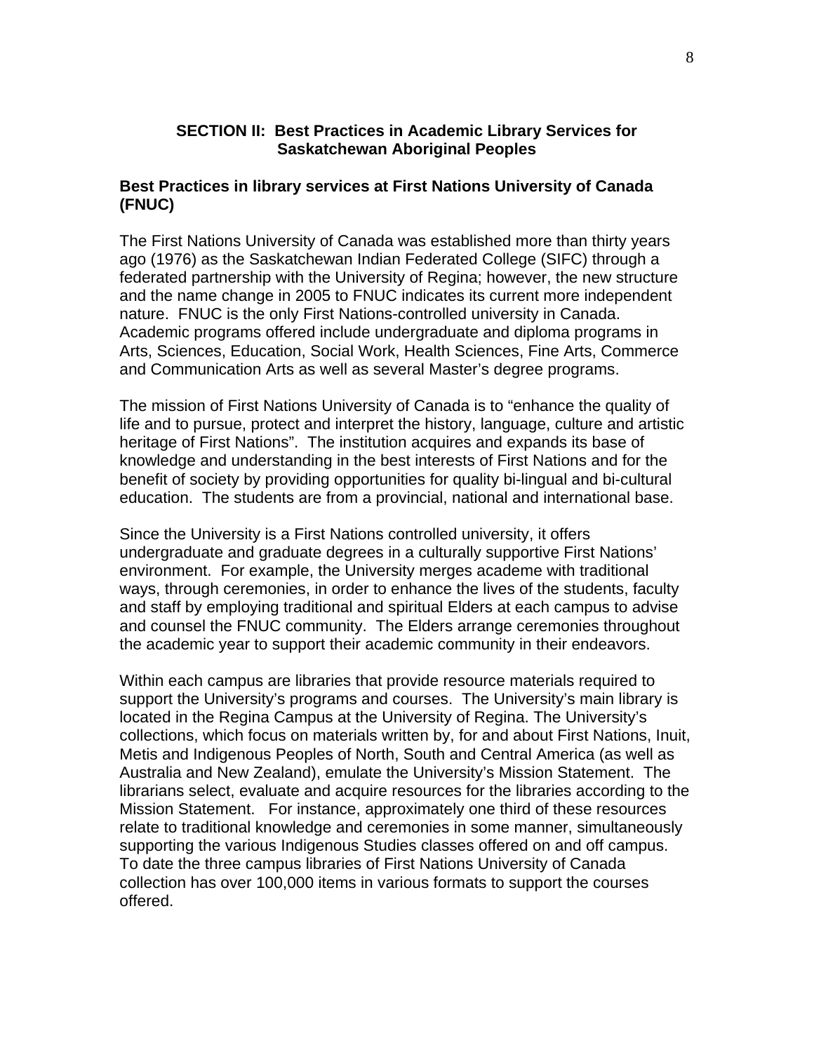## SECTION II: Best Practices in Academic Library Services for Saskatchewan Aboriginal Peoples

### Best Practices in library services at First Nations University of Canada (FNUC)

The First Nations University of Canada was established more than thirty years ago (1976) as the Saskatchewan Indian Federated College (SIFC) through a federated partnership with the University of Regina; however, the new structure and the name change in 2005 to FNUC indicates its current more independent nature. FNUC is the only First Nations-controlled university in Canada. Academic programs offered include undergraduate and diploma programs in Arts, Sciences, Education, Social Work, Health Sciences, Fine Arts, Commerce and Communication Arts as well as several Master's degree programs.

The mission of First Nations University of Canada is to "enhance the quality of life and to pursue, protect and interpret the history, language, culture and artistic heritage of First Nations". The institution acquires and expands its base of knowledge and understanding in the best interests of First Nations and for the benefit of society by providing opportunities for quality bi-lingual and bi-cultural education. The students are from a provincial, national and international base.

Since the University is a First Nations controlled university, it offers undergraduate and graduate degrees in a culturally supportive First Nations' environment. For example, the University merges academe with traditional ways, through ceremonies, in order to enhance the lives of the students, faculty and staff by employing traditional and spiritual Elders at each campus to advise and counsel the FNUC community. The Elders arrange ceremonies throughout the academic year to support their academic community in their endeavors.

Within each campus are libraries that provide resource materials required to support the University's programs and courses. The University's main library is located in the Regina Campus at the University of Regina. The University's collections, which focus on materials written by, for and about First Nations, Inuit, Metis and Indigenous Peoples of North, South and Central America (as well as Australia and New Zealand), emulate the University's Mission Statement. The librarians select, evaluate and acquire resources for the libraries according to the Mission Statement. For instance, approximately one third of these resources relate to traditional knowledge and ceremonies in some manner, simultaneously supporting the various Indigenous Studies classes offered on and off campus. To date the three campus libraries of First Nations University of Canada collection has over 100,000 items in various formats to support the courses offered.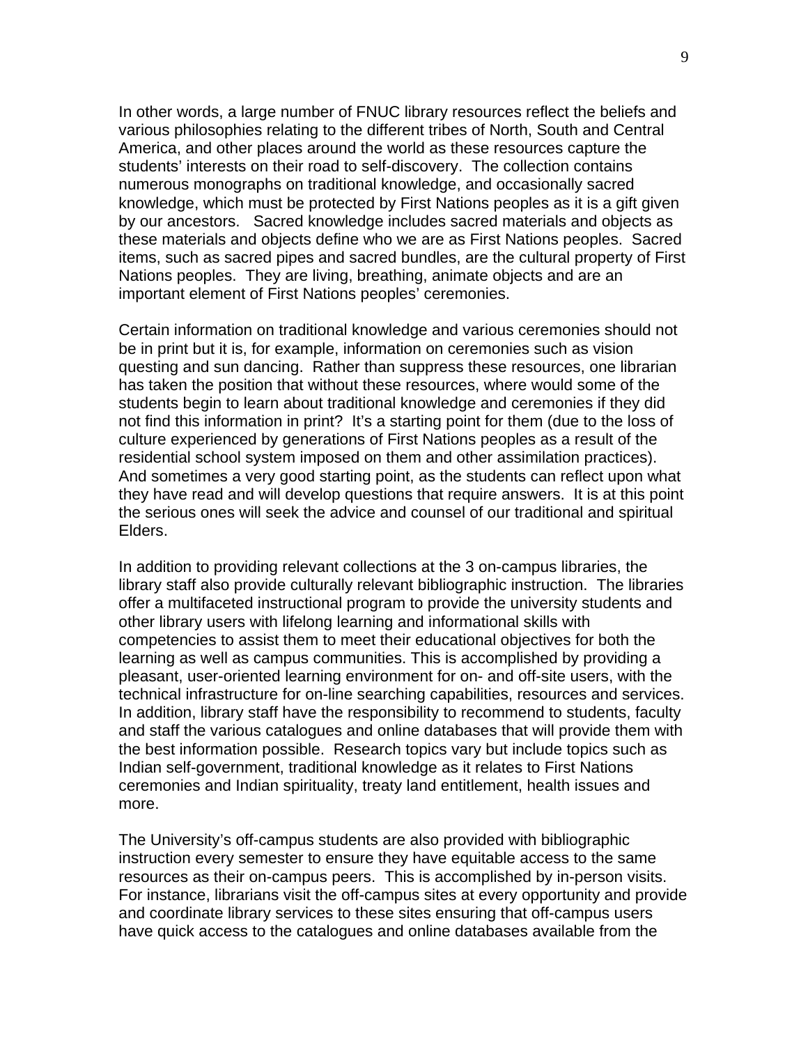In other words, a large number of FNUC library resources reflect the beliefs and various philosophies relating to the different tribes of North, South and Central America, and other places around the world as these resources capture the students' interests on their road to self-discovery. The collection contains numerous monographs on traditional knowledge, and occasionally sacred knowledge, which must be protected by First Nations peoples as it is a gift given by our ancestors. Sacred knowledge includes sacred materials and objects as these materials and objects define who we are as First Nations peoples. Sacred items, such as sacred pipes and sacred bundles, are the cultural property of First Nations peoples. They are living, breathing, animate objects and are an important element of First Nations peoples' ceremonies.

Certain information on traditional knowledge and various ceremonies should not be in print but it is, for example, information on ceremonies such as vision questing and sun dancing. Rather than suppress these resources, one librarian has taken the position that without these resources, where would some of the students begin to learn about traditional knowledge and ceremonies if they did not find this information in print? It's a starting point for them (due to the loss of culture experienced by generations of First Nations peoples as a result of the residential school system imposed on them and other assimilation practices). And sometimes a very good starting point, as the students can reflect upon what they have read and will develop questions that require answers. It is at this point the serious ones will seek the advice and counsel of our traditional and spiritual Elders.

In addition to providing relevant collections at the 3 on-campus libraries, the library staff also provide culturally relevant bibliographic instruction. The libraries offer a multifaceted instructional program to provide the university students and other library users with lifelong learning and informational skills with competencies to assist them to meet their educational objectives for both the learning as well as campus communities. This is accomplished by providing a pleasant, user-oriented learning environment for on- and off-site users, with the technical infrastructure for on-line searching capabilities, resources and services. In addition, library staff have the responsibility to recommend to students, faculty and staff the various catalogues and online databases that will provide them with the best information possible. Research topics vary but include topics such as Indian self-government, traditional knowledge as it relates to First Nations ceremonies and Indian spirituality, treaty land entitlement, health issues and more.

The University's off-campus students are also provided with bibliographic instruction every semester to ensure they have equitable access to the same resources as their on-campus peers. This is accomplished by in-person visits. For instance, librarians visit the off-campus sites at every opportunity and provide and coordinate library services to these sites ensuring that off-campus users have quick access to the catalogues and online databases available from the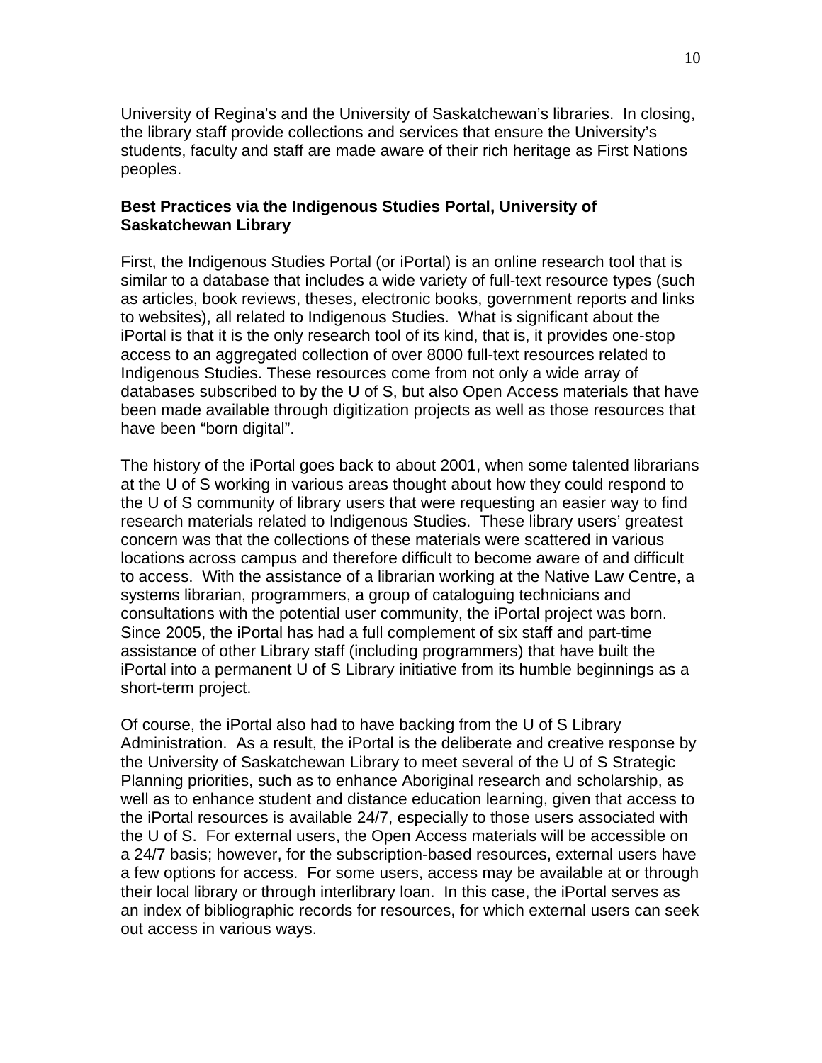University of Regina's and the University of Saskatchewan's libraries. In closing, the library staff provide collections and services that ensure the University's students, faculty and staff are made aware of their rich heritage as First Nations peoples.

**Best Practices via the Indigenous Studies Portal, University of Saskatchewan Library**

First, the Indigenous Studies Portal (or iPortal) is an online research tool that is similar to a database that includes a wide variety of full-text resource types (such as articles, book reviews, theses, electronic books, government reports and links to websites), all related to Indigenous Studies. What is significant about the iPortal is that it is the only research tool of its kind, that is, it provides one-stop access to an aggregated collection of over 8000 full-text resources related to Indigenous Studies. These resources come from not only a wide array of databases subscribed to by the U of S, but also Open Access materials that have been made available through digitization projects as well as those resources that have been "born digital".

The history of the iPortal goes back to about 2001, when some talented librarians at the U of S working in various areas thought about how they could respond to the U of S community of library users that were requesting an easier way to find research materials related to Indigenous Studies. These library users' greatest concern was that the collections of these materials were scattered in various locations across campus and therefore difficult to become aware of and difficult to access. With the assistance of a librarian working at the Native Law Centre, a systems librarian, programmers, a group of cataloguing technicians and consultations with the potential user community, the iPortal project was born. Since 2005, the iPortal has had a full complement of six staff and part-time assistance of other Library staff (including programmers) that have built the iPortal into a permanent U of S Library initiative from its humble beginnings as a short-term project.

Of course, the iPortal also had to have backing from the U of S Library Administration. As a result, the iPortal is the deliberate and creative response by the University of Saskatchewan Library to meet several of the U of S Strategic Planning priorities, such as to enhance Aboriginal research and scholarship, as well as to enhance student and distance education learning, given that access to the iPortal resources is available 24/7, especially to those users associated with the U of S. For external users, the Open Access materials will be accessible on a 24/7 basis; however, for the subscription-based resources, external users have a few options for access. For some users, access may be available at or through their local library or through interlibrary loan. In this case, the iPortal serves as an index of bibliographic records for resources, for which external users can seek out access in various ways.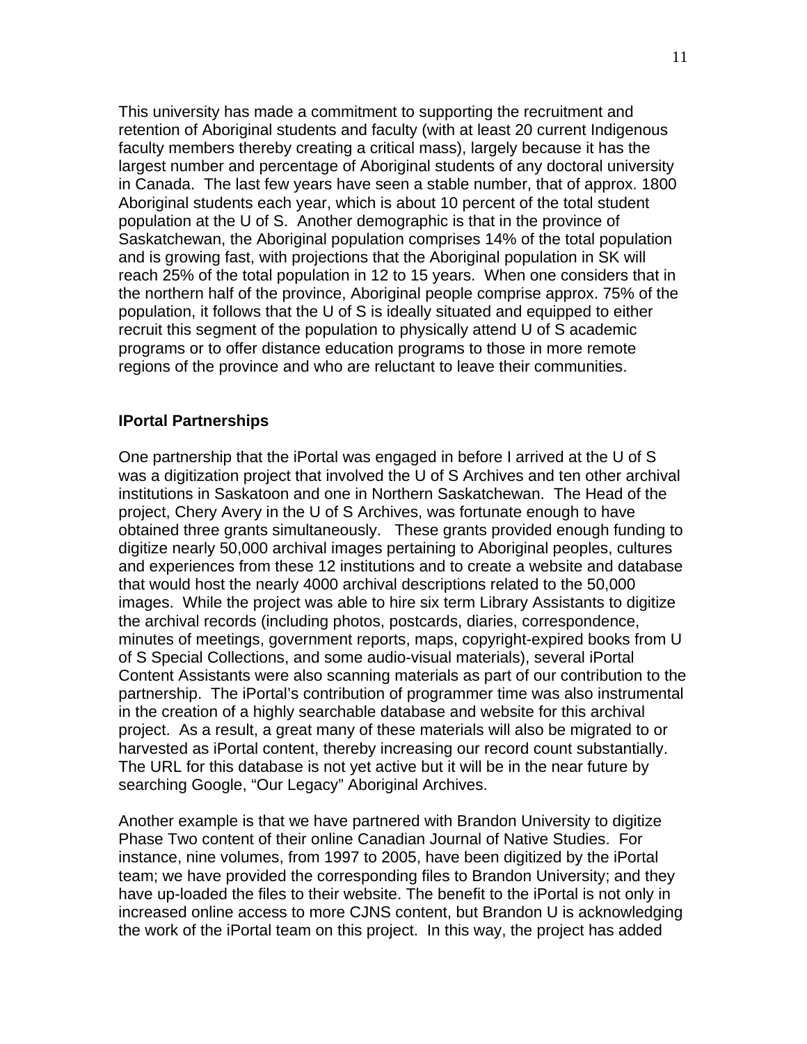This university has made a commitment to supporting the recruitment and retention of Aboriginal students and faculty (with at least 20 current Indigenous faculty members thereby creating a critical mass), largely because it has the largest number and percentage of Aboriginal students of any doctoral university in Canada. The last few years have seen a stable number, that of approx. 1800 Aboriginal students each year, which is about 10 percent of the total student population at the U of S. Another demographic is that in the province of Saskatchewan, the Aboriginal population comprises 14% of the total population and is growing fast, with projections that the Aboriginal population in SK will reach 25% of the total population in 12 to 15 years. When one considers that in the northern half of the province, Aboriginal people comprise approx. 75% of the population, it follows that the U of S is ideally situated and equipped to either recruit this segment of the population to physically attend U of S academic programs or to offer distance education programs to those in more remote regions of the province and who are reluctant to leave their communities.

**IPortal Partnerships**

One partnership that the iPortal was engaged in before I arrived at the U of S was a digitization project that involved the U of S Archives and ten other archival institutions in Saskatoon and one in Northern Saskatchewan. The Head of the project, Chery Avery in the U of S Archives, was fortunate enough to have obtained three grants simultaneously. These grants provided enough funding to digitize nearly 50,000 archival images pertaining to Aboriginal peoples, cultures and experiences from these 12 institutions and to create a website and database that would host the nearly 4000 archival descriptions related to the 50,000 images. While the project was able to hire six term Library Assistants to digitize the archival records (including photos, postcards, diaries, correspondence, minutes of meetings, government reports, maps, copyright-expired books from U of S Special Collections, and some audio-visual materials), several iPortal Content Assistants were also scanning materials as part of our contribution to the partnership. The iPortal's contribution of programmer time was also instrumental in the creation of a highly searchable database and website for this archival project. As a result, a great many of these materials will also be migrated to or harvested as iPortal content, thereby increasing our record count substantially. The URL for this database is not yet active but it will be in the near future by searching Google, "Our Legacy" Aboriginal Archives.

Another example is that we have partnered with Brandon University to digitize Phase Two content of their online Canadian Journal of Native Studies. For instance, nine volumes, from 1997 to 2005, have been digitized by the iPortal team; we have provided the corresponding files to Brandon University; and they have up-loaded the files to their website. The benefit to the iPortal is not only in increased online access to more CJNS content, but Brandon U is acknowledging the work of the iPortal team on this project. In this way, the project has added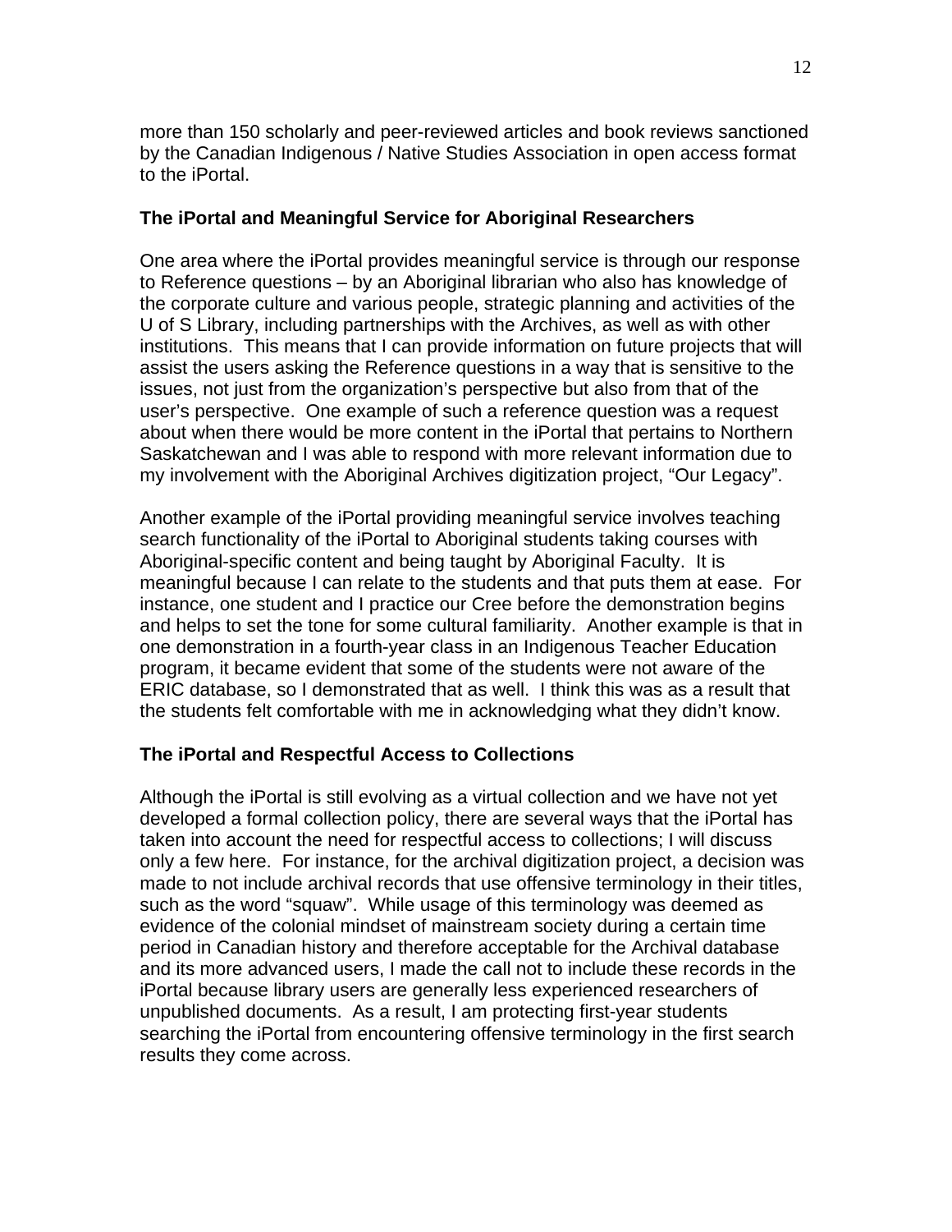more than 150 scholarly and peer-reviewed articles and book reviews sanctioned by the Canadian Indigenous / Native Studies Association in open access format to the iPortal.

### The iPortal and Meaningful Service for Aboriginal Researchers

One area where the iPortal provides meaningful service is through our response to Reference questions – by an Aboriginal librarian who also has knowledge of the corporate culture and various people, strategic planning and activities of the U of S Library, including partnerships with the Archives, as well as with other institutions. This means that I can provide information on future projects that will assist the users asking the Reference questions in a way that is sensitive to the issues, not just from the organization's perspective but also from that of the user's perspective. One example of such a reference question was a request about when there would be more content in the iPortal that pertains to Northern Saskatchewan and I was able to respond with more relevant information due to my involvement with the Aboriginal Archives digitization project, "Our Legacy".

Another example of the iPortal providing meaningful service involves teaching search functionality of the iPortal to Aboriginal students taking courses with Aboriginal-specific content and being taught by Aboriginal Faculty. It is meaningful because I can relate to the students and that puts them at ease. For instance, one student and I practice our Cree before the demonstration begins and helps to set the tone for some cultural familiarity. Another example is that in one demonstration in a fourth-year class in an Indigenous Teacher Education program, it became evident that some of the students were not aware of the ERIC database, so I demonstrated that as well. I think this was as a result that the students felt comfortable with me in acknowledging what they didn't know.

### The iPortal and Respectful Access to Collections

Although the iPortal is still evolving as a virtual collection and we have not yet developed a formal collection policy, there are several ways that the iPortal has taken into account the need for respectful access to collections; I will discuss only a few here. For instance, for the archival digitization project, a decision was made to not include archival records that use offensive terminology in their titles, such as the word "squaw". While usage of this terminology was deemed as evidence of the colonial mindset of mainstream society during a certain time period in Canadian history and therefore acceptable for the Archival database and its more advanced users, I made the call not to include these records in the iPortal because library users are generally less experienced researchers of unpublished documents. As a result, I am protecting first-year students searching the iPortal from encountering offensive terminology in the first search results they come across.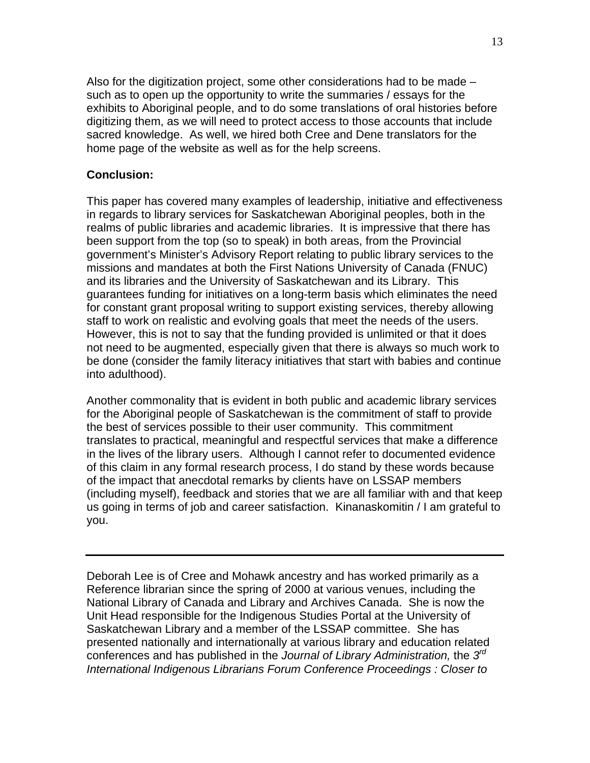Also for the digitization project, some other considerations had to be made – such as to open up the opportunity to write the summaries / essays for the exhibits to Aboriginal people, and to do some translations of oral histories before digitizing them, as we will need to protect access to those accounts that include sacred knowledge. As well, we hired both Cree and Dene translators for the home page of the website as well as for the help screens.

**Conclusion:**

This paper has covered many examples of leadership, initiative and effectiveness in regards to library services for Saskatchewan Aboriginal peoples, both in the realms of public libraries and academic libraries. It is impressive that there has been support from the top (so to speak) in both areas, from the Provincial government's Minister's Advisory Report relating to public library services to the missions and mandates at both the First Nations University of Canada (FNUC) and its libraries and the University of Saskatchewan and its Library. This guarantees funding for initiatives on a long-term basis which eliminates the need for constant grant proposal writing to support existing services, thereby allowing staff to work on realistic and evolving goals that meet the needs of the users. However, this is not to say that the funding provided is unlimited or that it does not need to be augmented, especially given that there is always so much work to be done (consider the family literacy initiatives that start with babies and continue into adulthood).

Another commonality that is evident in both public and academic library services for the Aboriginal people of Saskatchewan is the commitment of staff to provide the best of services possible to their user community. This commitment translates to practical, meaningful and respectful services that make a difference in the lives of the library users. Although I cannot refer to documented evidence of this claim in any formal research process, I do stand by these words because of the impact that anecdotal remarks by clients have on LSSAP members (including myself), feedback and stories that we are all familiar with and that keep us going in terms of job and career satisfaction. Kinanaskomitin / I am grateful to you.

---

Deborah Lee is of Cree and Mohawk ancestry and has worked primarily as a Reference librarian since the spring of 2000 at various venues, including the National Library of Canada and Library and Archives Canada. She is now the Unit Head responsible for the Indigenous Studies Portal at the University of Saskatchewan Library and a member of the LSSAP committee. She has presented nationally and internationally at various library and education related conferences and has published in the *Journal of Library Administration,* the *3rd International Indigenous Librarians Forum Conference Proceedings : Closer to*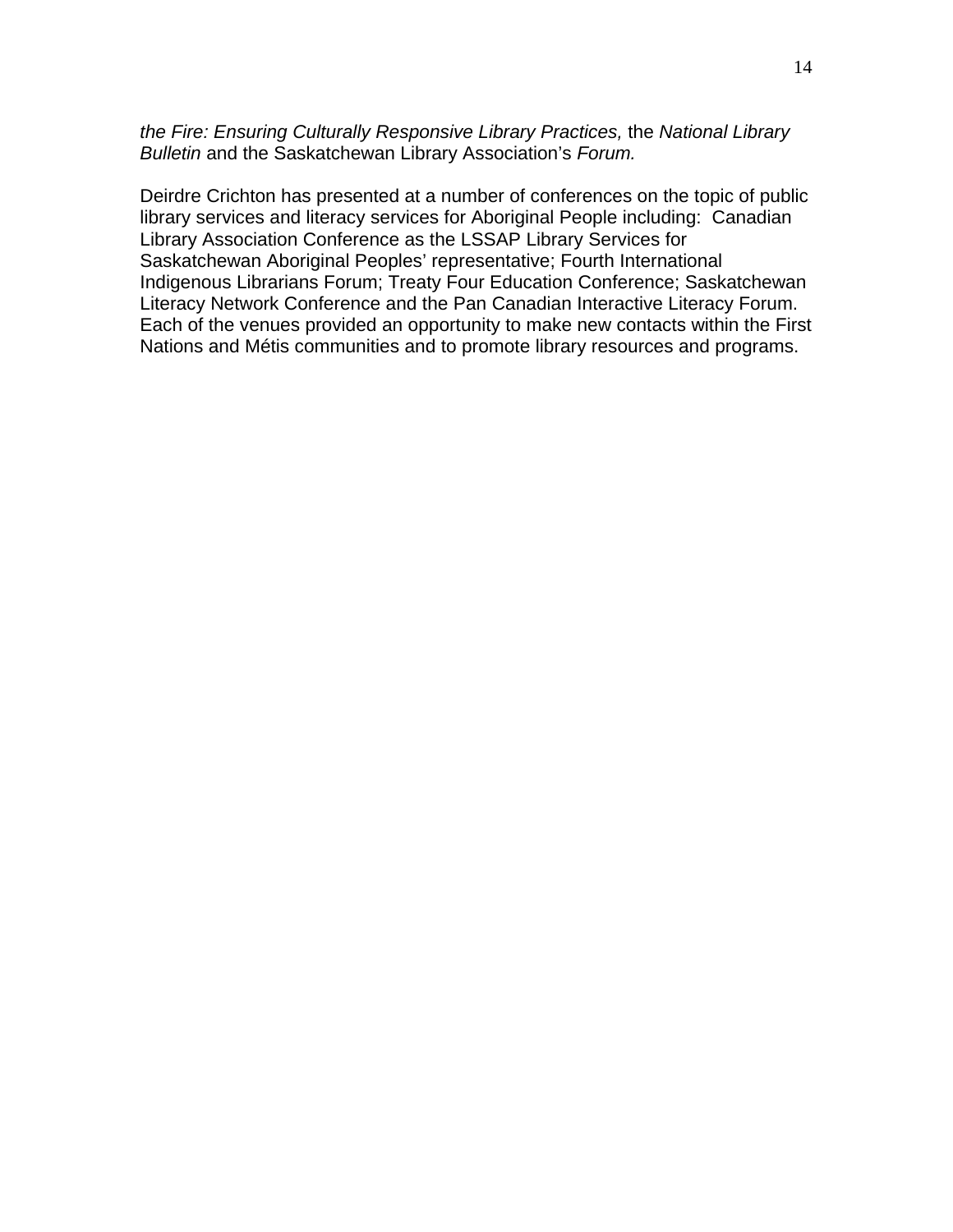*the Fire: Ensuring Culturally Responsive Library Practices,* the *National Library Bulletin* and the Saskatchewan Library Association's *Forum.*

Deirdre Crichton has presented at a number of conferences on the topic of public library services and literacy services for Aboriginal People including: Canadian Library Association Conference as the LSSAP Library Services for Saskatchewan Aboriginal Peoples' representative; Fourth International Indigenous Librarians Forum; Treaty Four Education Conference; Saskatchewan Literacy Network Conference and the Pan Canadian Interactive Literacy Forum. Each of the venues provided an opportunity to make new contacts within the First Nations and Métis communities and to promote library resources and programs.